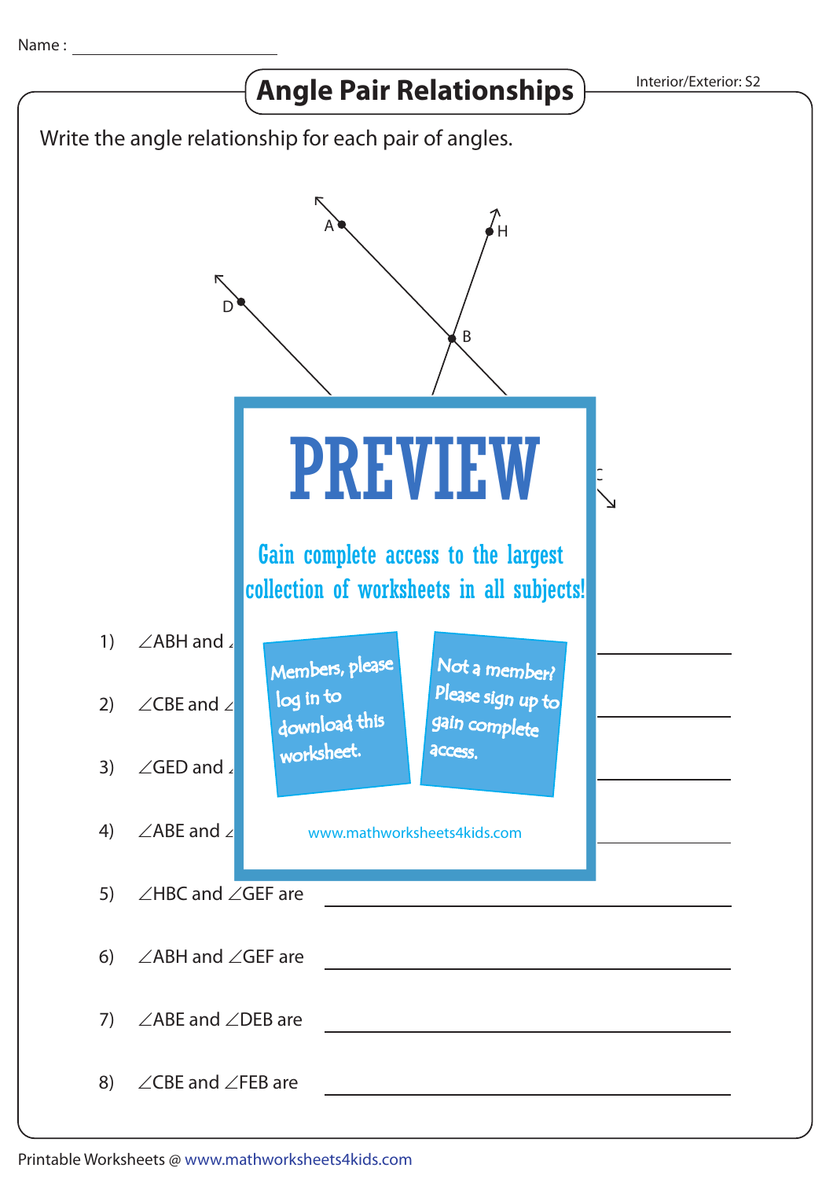Name : ____________________

# Angle Pair Relationships

Interior/Exterior: S2

Write the angle relationship for each pair of angles.

A H D B C

PREVIEW

Gain complete access to the largest collection of worksheets in all subjects!

Members, please log in to download this worksheet.

Not a member? Please sign up to gain complete access.

www.mathworksheets4kids.com

1) ∠ABH and ∠ ____________________

2) ∠CBE and ∠ ____________________

3) ∠GED and ∠ ____________________

4) ∠ABE and ∠ ____________________

5) ∠HBC and ∠GEF are ____________________

6) ∠ABH and ∠GEF are ____________________

7) ∠ABE and ∠DEB are ____________________

8) ∠CBE and ∠FEB are ____________________

Printable Worksheets @ www.mathworksheets4kids.com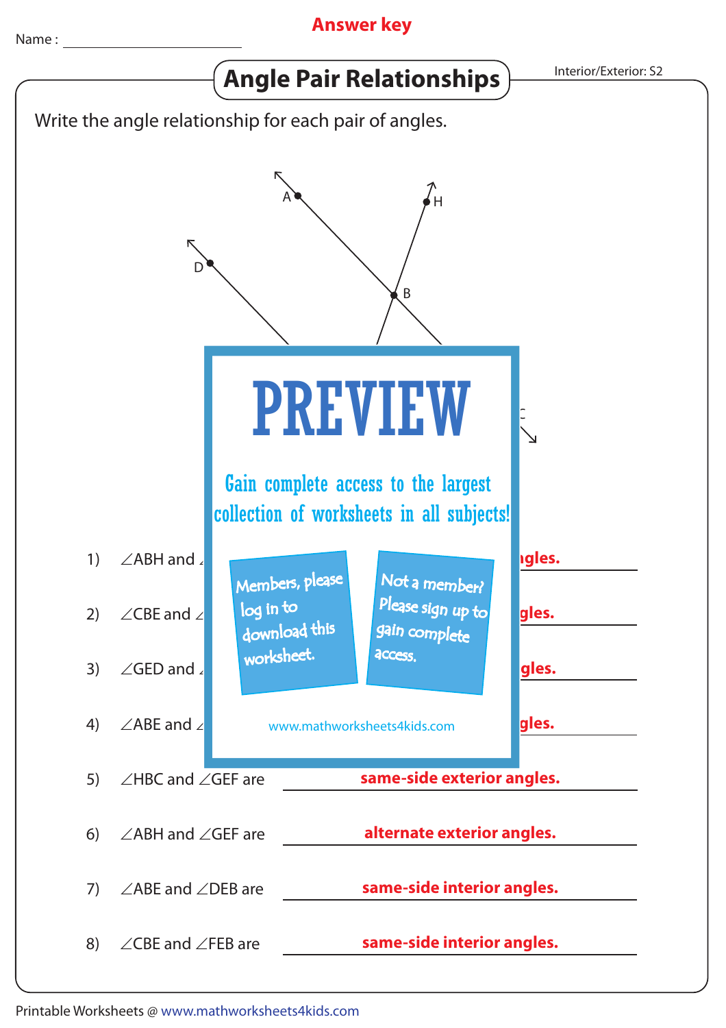Answer key

Name :

# Angle Pair Relationships

Interior/Exterior: S2

Write the angle relationship for each pair of angles.

A, H, D, B

PREVIEW

Gain complete access to the largest collection of worksheets in all subjects!

Members, please log in to download this worksheet.

Not a member? Please sign up to gain complete access.

www.mathworksheets4kids.com

1) ∠ABH and ∠ ... ngles.

2) ∠CBE and ∠ ... gles.

3) ∠GED and ∠ ... gles.

4) ∠ABE and ∠ ... gles.

5) ∠HBC and ∠GEF are **same-side exterior angles.**

6) ∠ABH and ∠GEF are **alternate exterior angles.**

7) ∠ABE and ∠DEB are **same-side interior angles.**

8) ∠CBE and ∠FEB are **same-side interior angles.**

Printable Worksheets @ www.mathworksheets4kids.com